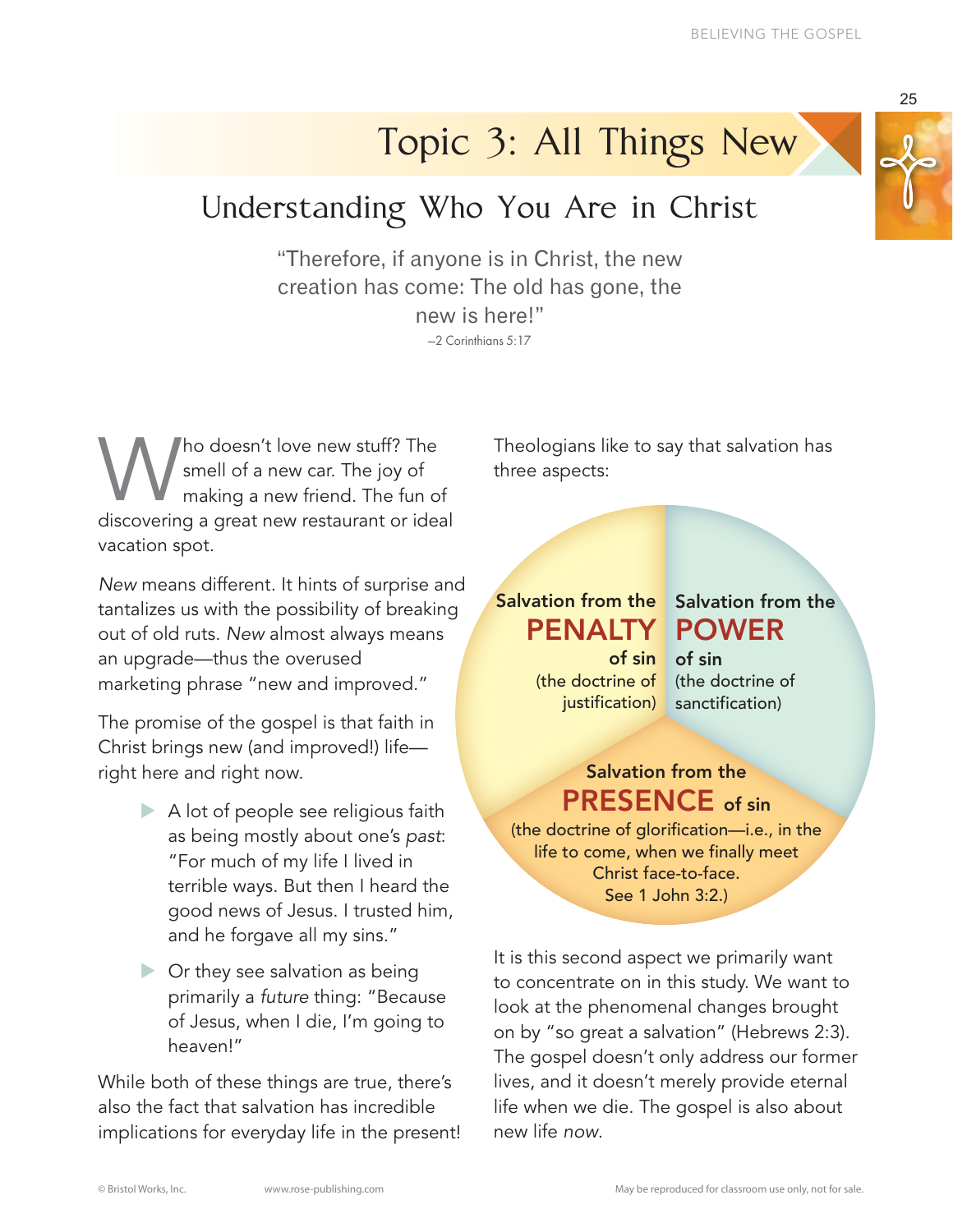# Topic 3: All Things New

## Understanding Who You Are in Christ

"Therefore, if anyone is in Christ, the new creation has come: The old has gone, the new is here!"

—2 Corinthians 5:17

Who doesn't love new stuff? The smell of a new car. The joy of making a new friend. The fun of discovering a great new restaurant or ideal vacation spot.

*New* means different. It hints of surprise and tantalizes us with the possibility of breaking out of old ruts. *New* almost always means an upgrade—thus the overused marketing phrase "new and improved."

The promise of the gospel is that faith in Christ brings new (and improved!) life—right here and right now.

- A lot of people see religious faith as being mostly about one's *past*: "For much of my life I lived in terrible ways. But then I heard the good news of Jesus. I trusted him, and he forgave all my sins."
- Or they see salvation as being primarily a *future* thing: "Because of Jesus, when I die, I'm going to heaven!"

While both of these things are true, there's also the fact that salvation has incredible implications for everyday life in the present!

Theologians like to say that salvation has three aspects:

**Salvation from the PENALTY of sin** (the doctrine of justification)

**Salvation from the POWER of sin** (the doctrine of sanctification)

**Salvation from the PRESENCE of sin** (the doctrine of glorification—i.e., in the life to come, when we finally meet Christ face-to-face. See 1 John 3:2.)

It is this second aspect we primarily want to concentrate on in this study. We want to look at the phenomenal changes brought on by "so great a salvation" (Hebrews 2:3). The gospel doesn't only address our former lives, and it doesn't merely provide eternal life when we die. The gospel is also about new life *now*.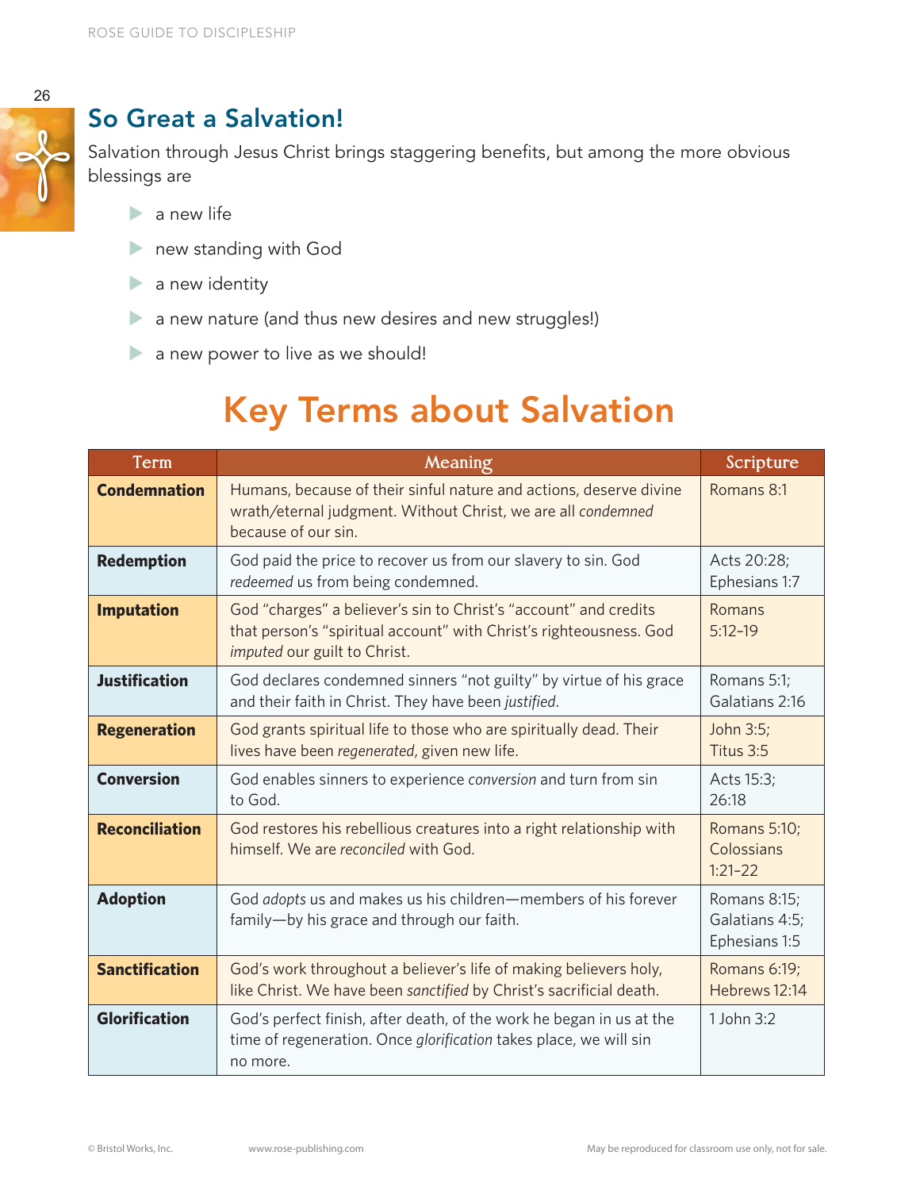## So Great a Salvation!

Salvation through Jesus Christ brings staggering benefits, but among the more obvious blessings are

- a new life
- new standing with God
- a new identity
- a new nature (and thus new desires and new struggles!)
- a new power to live as we should!

# Key Terms about Salvation

| Term | Meaning | Scripture |
|---|---|---|
| **Condemnation** | Humans, because of their sinful nature and actions, deserve divine wrath/eternal judgment. Without Christ, we are all *condemned* because of our sin. | Romans 8:1 |
| **Redemption** | God paid the price to recover us from our slavery to sin. God *redeemed* us from being condemned. | Acts 20:28; Ephesians 1:7 |
| **Imputation** | God "charges" a believer's sin to Christ's "account" and credits that person's "spiritual account" with Christ's righteousness. God *imputed* our guilt to Christ. | Romans 5:12–19 |
| **Justification** | God declares condemned sinners "not guilty" by virtue of his grace and their faith in Christ. They have been *justified*. | Romans 5:1; Galatians 2:16 |
| **Regeneration** | God grants spiritual life to those who are spiritually dead. Their lives have been *regenerated*, given new life. | John 3:5; Titus 3:5 |
| **Conversion** | God enables sinners to experience *conversion* and turn from sin to God. | Acts 15:3; 26:18 |
| **Reconciliation** | God restores his rebellious creatures into a right relationship with himself. We are *reconciled* with God. | Romans 5:10; Colossians 1:21–22 |
| **Adoption** | God *adopts* us and makes us his children—members of his forever family—by his grace and through our faith. | Romans 8:15; Galatians 4:5; Ephesians 1:5 |
| **Sanctification** | God's work throughout a believer's life of making believers holy, like Christ. We have been *sanctified* by Christ's sacrificial death. | Romans 6:19; Hebrews 12:14 |
| **Glorification** | God's perfect finish, after death, of the work he began in us at the time of regeneration. Once *glorification* takes place, we will sin no more. | 1 John 3:2 |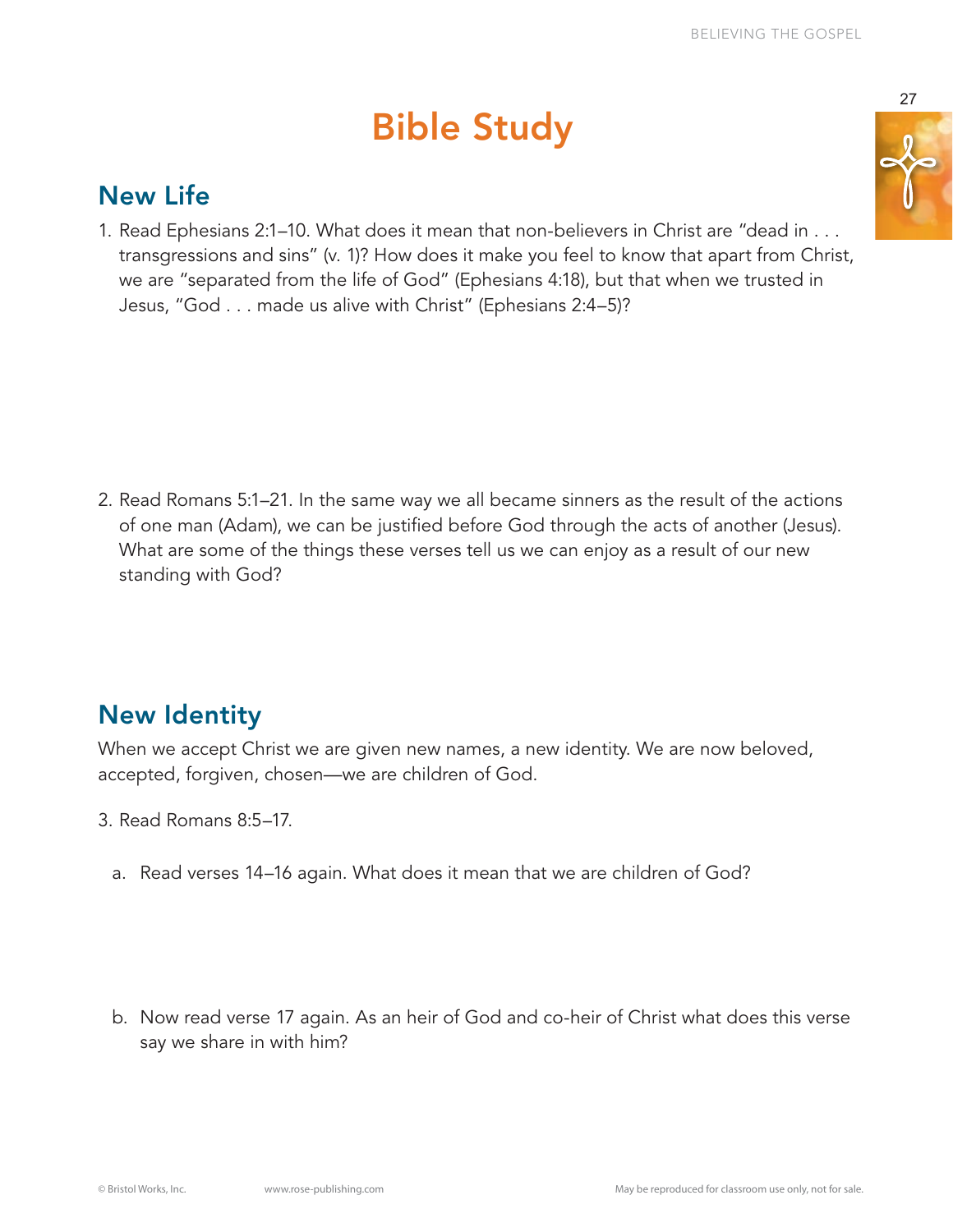# Bible Study

## New Life

1. Read Ephesians 2:1–10. What does it mean that non-believers in Christ are "dead in . . . transgressions and sins" (v. 1)? How does it make you feel to know that apart from Christ, we are "separated from the life of God" (Ephesians 4:18), but that when we trusted in Jesus, "God . . . made us alive with Christ" (Ephesians 2:4–5)?

2. Read Romans 5:1–21. In the same way we all became sinners as the result of the actions of one man (Adam), we can be justified before God through the acts of another (Jesus). What are some of the things these verses tell us we can enjoy as a result of our new standing with God?

## New Identity

When we accept Christ we are given new names, a new identity. We are now beloved, accepted, forgiven, chosen—we are children of God.

3. Read Romans 8:5–17.

   a. Read verses 14–16 again. What does it mean that we are children of God?

   b. Now read verse 17 again. As an heir of God and co-heir of Christ what does this verse say we share in with him?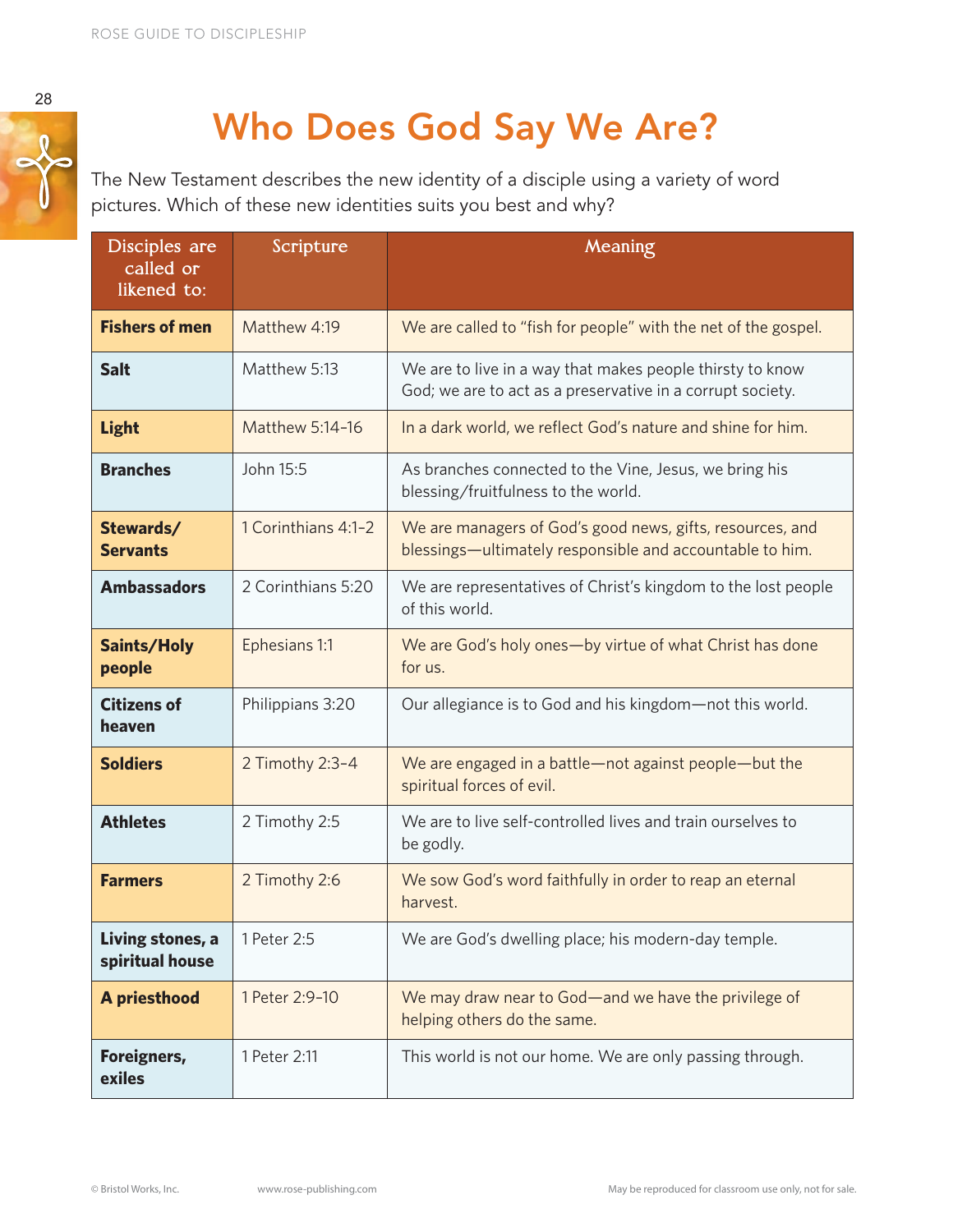# Who Does God Say We Are?

The New Testament describes the new identity of a disciple using a variety of word pictures. Which of these new identities suits you best and why?

| Disciples are called or likened to: | Scripture | Meaning |
|---|---|---|
| **Fishers of men** | Matthew 4:19 | We are called to "fish for people" with the net of the gospel. |
| **Salt** | Matthew 5:13 | We are to live in a way that makes people thirsty to know God; we are to act as a preservative in a corrupt society. |
| **Light** | Matthew 5:14-16 | In a dark world, we reflect God's nature and shine for him. |
| **Branches** | John 15:5 | As branches connected to the Vine, Jesus, we bring his blessing/fruitfulness to the world. |
| **Stewards/ Servants** | 1 Corinthians 4:1-2 | We are managers of God's good news, gifts, resources, and blessings—ultimately responsible and accountable to him. |
| **Ambassadors** | 2 Corinthians 5:20 | We are representatives of Christ's kingdom to the lost people of this world. |
| **Saints/Holy people** | Ephesians 1:1 | We are God's holy ones—by virtue of what Christ has done for us. |
| **Citizens of heaven** | Philippians 3:20 | Our allegiance is to God and his kingdom—not this world. |
| **Soldiers** | 2 Timothy 2:3-4 | We are engaged in a battle—not against people—but the spiritual forces of evil. |
| **Athletes** | 2 Timothy 2:5 | We are to live self-controlled lives and train ourselves to be godly. |
| **Farmers** | 2 Timothy 2:6 | We sow God's word faithfully in order to reap an eternal harvest. |
| **Living stones, a spiritual house** | 1 Peter 2:5 | We are God's dwelling place; his modern-day temple. |
| **A priesthood** | 1 Peter 2:9-10 | We may draw near to God—and we have the privilege of helping others do the same. |
| **Foreigners, exiles** | 1 Peter 2:11 | This world is not our home. We are only passing through. |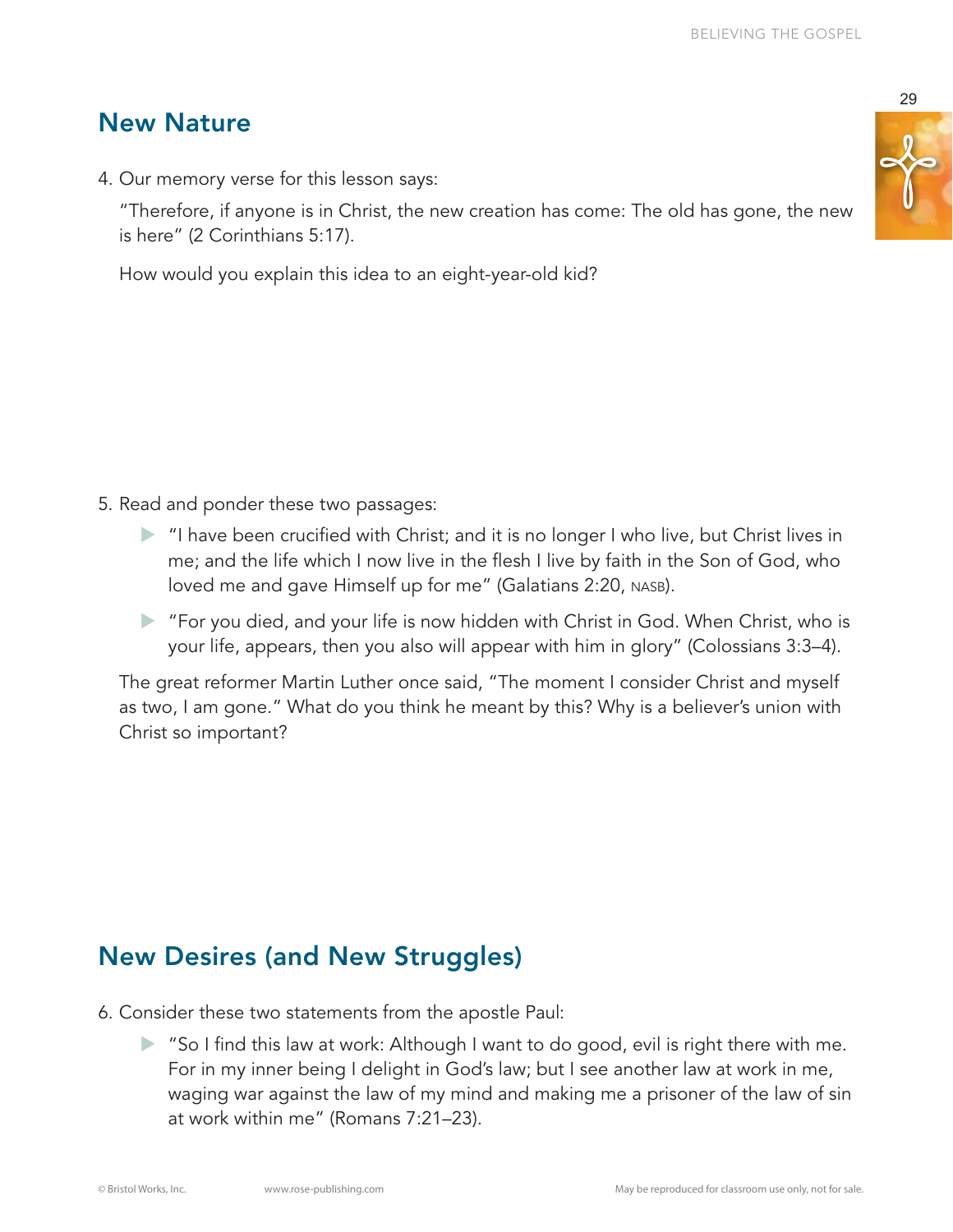## New Nature

4. Our memory verse for this lesson says:

   "Therefore, if anyone is in Christ, the new creation has come: The old has gone, the new is here" (2 Corinthians 5:17).

   How would you explain this idea to an eight-year-old kid?

5. Read and ponder these two passages:

   - "I have been crucified with Christ; and it is no longer I who live, but Christ lives in me; and the life which I now live in the flesh I live by faith in the Son of God, who loved me and gave Himself up for me" (Galatians 2:20, NASB).
   - "For you died, and your life is now hidden with Christ in God. When Christ, who is your life, appears, then you also will appear with him in glory" (Colossians 3:3–4).

   The great reformer Martin Luther once said, "The moment I consider Christ and myself as two, I am gone." What do you think he meant by this? Why is a believer's union with Christ so important?

## New Desires (and New Struggles)

6. Consider these two statements from the apostle Paul:

   - "So I find this law at work: Although I want to do good, evil is right there with me. For in my inner being I delight in God's law; but I see another law at work in me, waging war against the law of my mind and making me a prisoner of the law of sin at work within me" (Romans 7:21–23).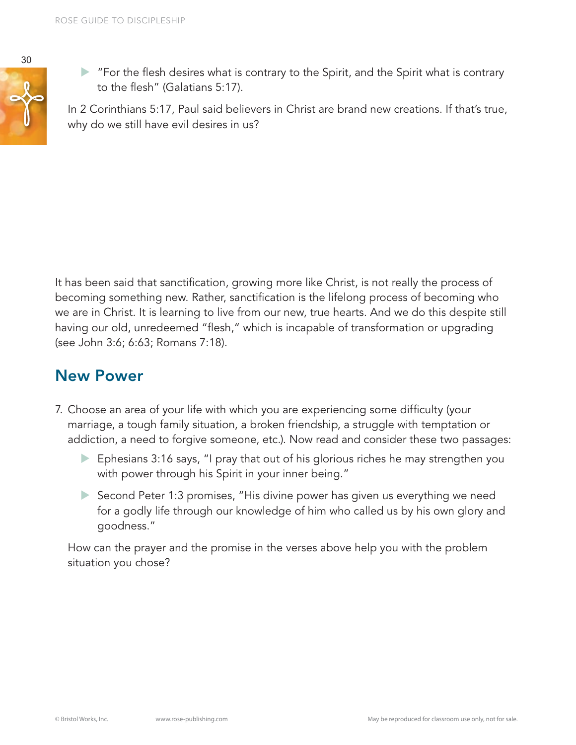- "For the flesh desires what is contrary to the Spirit, and the Spirit what is contrary to the flesh" (Galatians 5:17).

In 2 Corinthians 5:17, Paul said believers in Christ are brand new creations. If that's true, why do we still have evil desires in us?

It has been said that sanctification, growing more like Christ, is not really the process of becoming something new. Rather, sanctification is the lifelong process of becoming who we are in Christ. It is learning to live from our new, true hearts. And we do this despite still having our old, unredeemed "flesh," which is incapable of transformation or upgrading (see John 3:6; 6:63; Romans 7:18).

## New Power

7. Choose an area of your life with which you are experiencing some difficulty (your marriage, a tough family situation, a broken friendship, a struggle with temptation or addiction, a need to forgive someone, etc.). Now read and consider these two passages:

   - Ephesians 3:16 says, "I pray that out of his glorious riches he may strengthen you with power through his Spirit in your inner being."
   - Second Peter 1:3 promises, "His divine power has given us everything we need for a godly life through our knowledge of him who called us by his own glory and goodness."

   How can the prayer and the promise in the verses above help you with the problem situation you chose?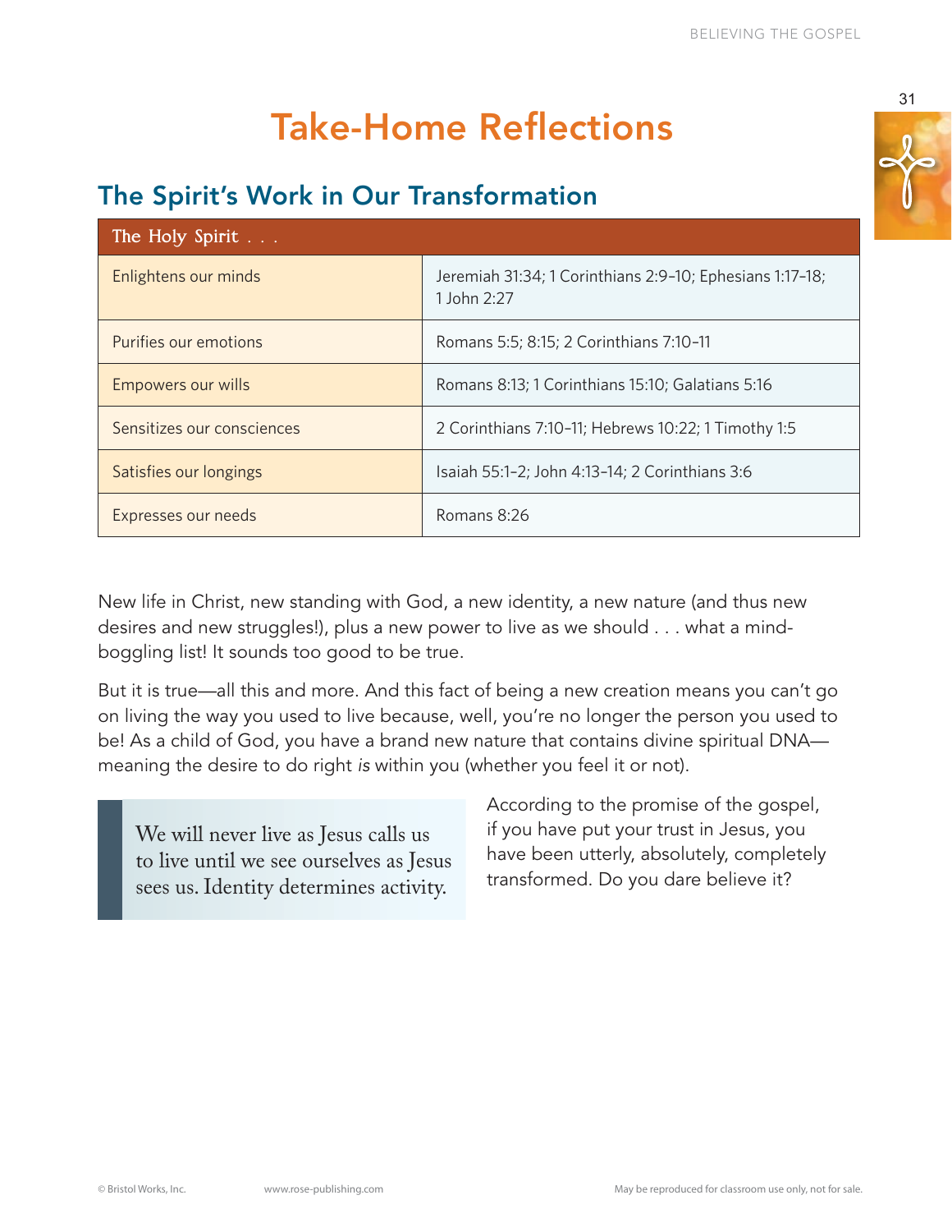# Take-Home Reflections

## The Spirit's Work in Our Transformation

| The Holy Spirit . . . | |
|---|---|
| Enlightens our minds | Jeremiah 31:34; 1 Corinthians 2:9–10; Ephesians 1:17–18; 1 John 2:27 |
| Purifies our emotions | Romans 5:5; 8:15; 2 Corinthians 7:10–11 |
| Empowers our wills | Romans 8:13; 1 Corinthians 15:10; Galatians 5:16 |
| Sensitizes our consciences | 2 Corinthians 7:10–11; Hebrews 10:22; 1 Timothy 1:5 |
| Satisfies our longings | Isaiah 55:1–2; John 4:13–14; 2 Corinthians 3:6 |
| Expresses our needs | Romans 8:26 |

New life in Christ, new standing with God, a new identity, a new nature (and thus new desires and new struggles!), plus a new power to live as we should . . . what a mind-boggling list! It sounds too good to be true.

But it is true—all this and more. And this fact of being a new creation means you can't go on living the way you used to live because, well, you're no longer the person you used to be! As a child of God, you have a brand new nature that contains divine spiritual DNA—meaning the desire to do right *is* within you (whether you feel it or not).

> We will never live as Jesus calls us to live until we see ourselves as Jesus sees us. Identity determines activity.

According to the promise of the gospel, if you have put your trust in Jesus, you have been utterly, absolutely, completely transformed. Do you dare believe it?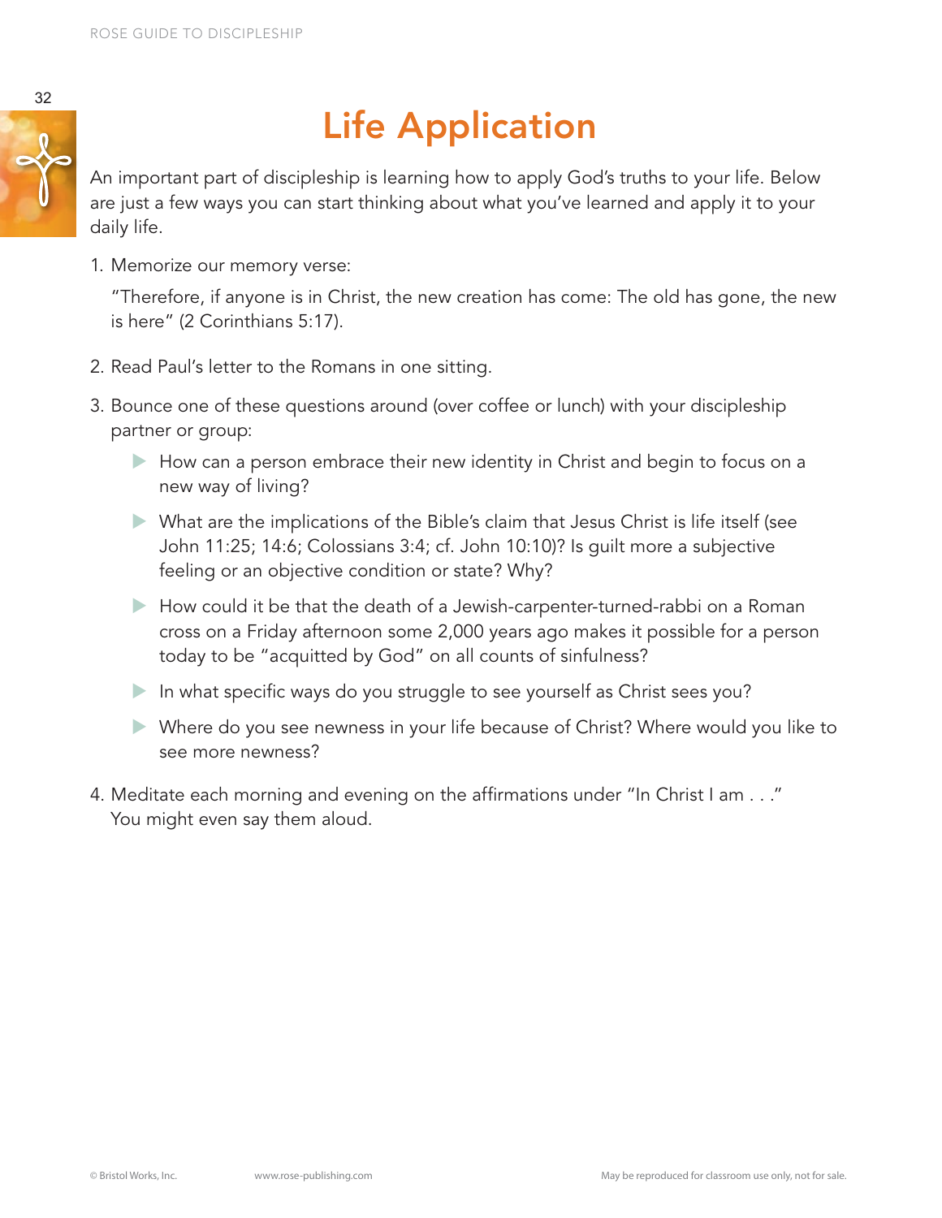# Life Application

An important part of discipleship is learning how to apply God's truths to your life. Below are just a few ways you can start thinking about what you've learned and apply it to your daily life.

1. Memorize our memory verse:

   "Therefore, if anyone is in Christ, the new creation has come: The old has gone, the new is here" (2 Corinthians 5:17).

2. Read Paul's letter to the Romans in one sitting.

3. Bounce one of these questions around (over coffee or lunch) with your discipleship partner or group:

   - How can a person embrace their new identity in Christ and begin to focus on a new way of living?
   - What are the implications of the Bible's claim that Jesus Christ is life itself (see John 11:25; 14:6; Colossians 3:4; cf. John 10:10)? Is guilt more a subjective feeling or an objective condition or state? Why?
   - How could it be that the death of a Jewish-carpenter-turned-rabbi on a Roman cross on a Friday afternoon some 2,000 years ago makes it possible for a person today to be "acquitted by God" on all counts of sinfulness?
   - In what specific ways do you struggle to see yourself as Christ sees you?
   - Where do you see newness in your life because of Christ? Where would you like to see more newness?

4. Meditate each morning and evening on the affirmations under "In Christ I am . . ." You might even say them aloud.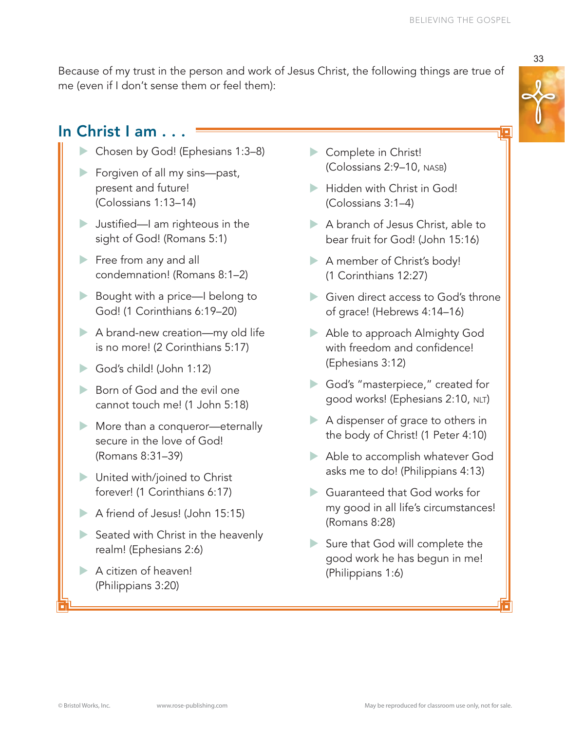Because of my trust in the person and work of Jesus Christ, the following things are true of me (even if I don't sense them or feel them):

## In Christ I am . . .

- Chosen by God! (Ephesians 1:3–8)
- Forgiven of all my sins—past, present and future! (Colossians 1:13–14)
- Justified—I am righteous in the sight of God! (Romans 5:1)
- Free from any and all condemnation! (Romans 8:1–2)
- Bought with a price—I belong to God! (1 Corinthians 6:19–20)
- A brand-new creation—my old life is no more! (2 Corinthians 5:17)
- God's child! (John 1:12)
- Born of God and the evil one cannot touch me! (1 John 5:18)
- More than a conqueror—eternally secure in the love of God! (Romans 8:31–39)
- United with/joined to Christ forever! (1 Corinthians 6:17)
- A friend of Jesus! (John 15:15)
- Seated with Christ in the heavenly realm! (Ephesians 2:6)
- A citizen of heaven! (Philippians 3:20)
- Complete in Christ! (Colossians 2:9–10, NASB)
- Hidden with Christ in God! (Colossians 3:1–4)
- A branch of Jesus Christ, able to bear fruit for God! (John 15:16)
- A member of Christ's body! (1 Corinthians 12:27)
- Given direct access to God's throne of grace! (Hebrews 4:14–16)
- Able to approach Almighty God with freedom and confidence! (Ephesians 3:12)
- God's "masterpiece," created for good works! (Ephesians 2:10, NLT)
- A dispenser of grace to others in the body of Christ! (1 Peter 4:10)
- Able to accomplish whatever God asks me to do! (Philippians 4:13)
- Guaranteed that God works for my good in all life's circumstances! (Romans 8:28)
- Sure that God will complete the good work he has begun in me! (Philippians 1:6)

© Bristol Works, Inc. www.rose-publishing.com May be reproduced for classroom use only, not for sale.